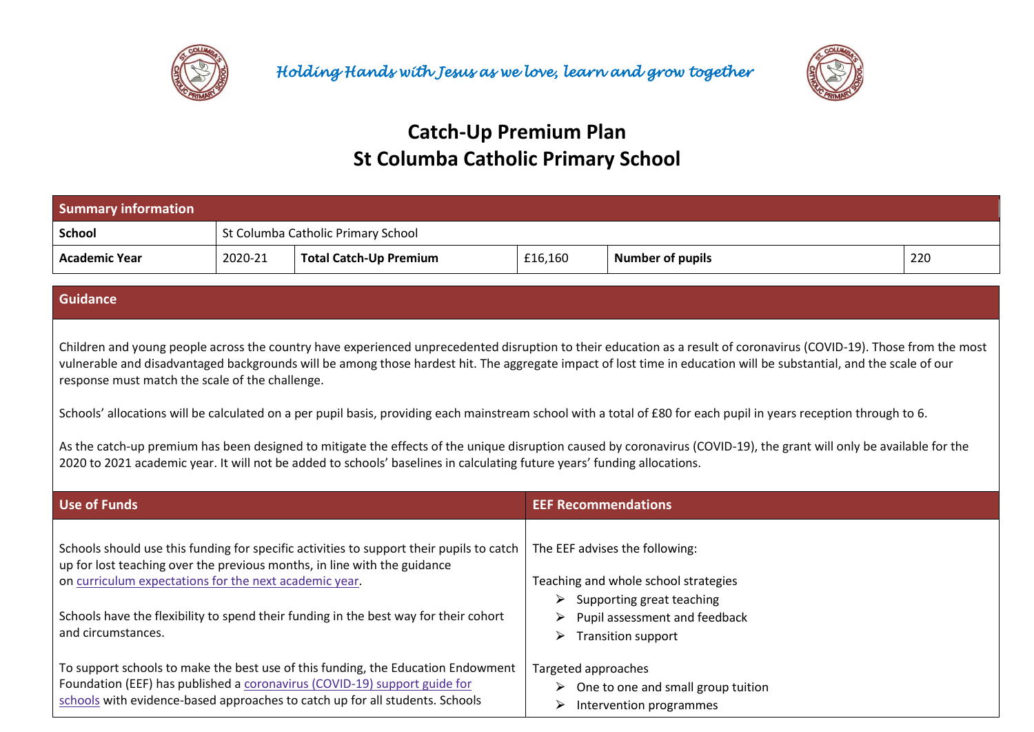*Holding Hands with Jesus as we love, learn and grow together*

# Catch-Up Premium Plan
# St Columba Catholic Primary School

| Summary information | | | | | |
|---|---|---|---|---|---|
| **School** | St Columba Catholic Primary School | | | | |
| **Academic Year** | 2020-21 | **Total Catch-Up Premium** | £16,160 | **Number of pupils** | 220 |

| Guidance |
|---|
| Children and young people across the country have experienced unprecedented disruption to their education as a result of coronavirus (COVID-19). Those from the most vulnerable and disadvantaged backgrounds will be among those hardest hit. The aggregate impact of lost time in education will be substantial, and the scale of our response must match the scale of the challenge.<br><br>Schools' allocations will be calculated on a per pupil basis, providing each mainstream school with a total of £80 for each pupil in years reception through to 6.<br><br>As the catch-up premium has been designed to mitigate the effects of the unique disruption caused by coronavirus (COVID-19), the grant will only be available for the 2020 to 2021 academic year. It will not be added to schools' baselines in calculating future years' funding allocations. |

| Use of Funds | EEF Recommendations |
|---|---|
| Schools should use this funding for specific activities to support their pupils to catch up for lost teaching over the previous months, in line with the guidance on curriculum expectations for the next academic year.<br><br>Schools have the flexibility to spend their funding in the best way for their cohort and circumstances.<br><br>To support schools to make the best use of this funding, the Education Endowment Foundation (EEF) has published a coronavirus (COVID-19) support guide for schools with evidence-based approaches to catch up for all students. Schools | The EEF advises the following:<br><br>Teaching and whole school strategies<br>➢ Supporting great teaching<br>➢ Pupil assessment and feedback<br>➢ Transition support<br><br>Targeted approaches<br>➢ One to one and small group tuition<br>➢ Intervention programmes |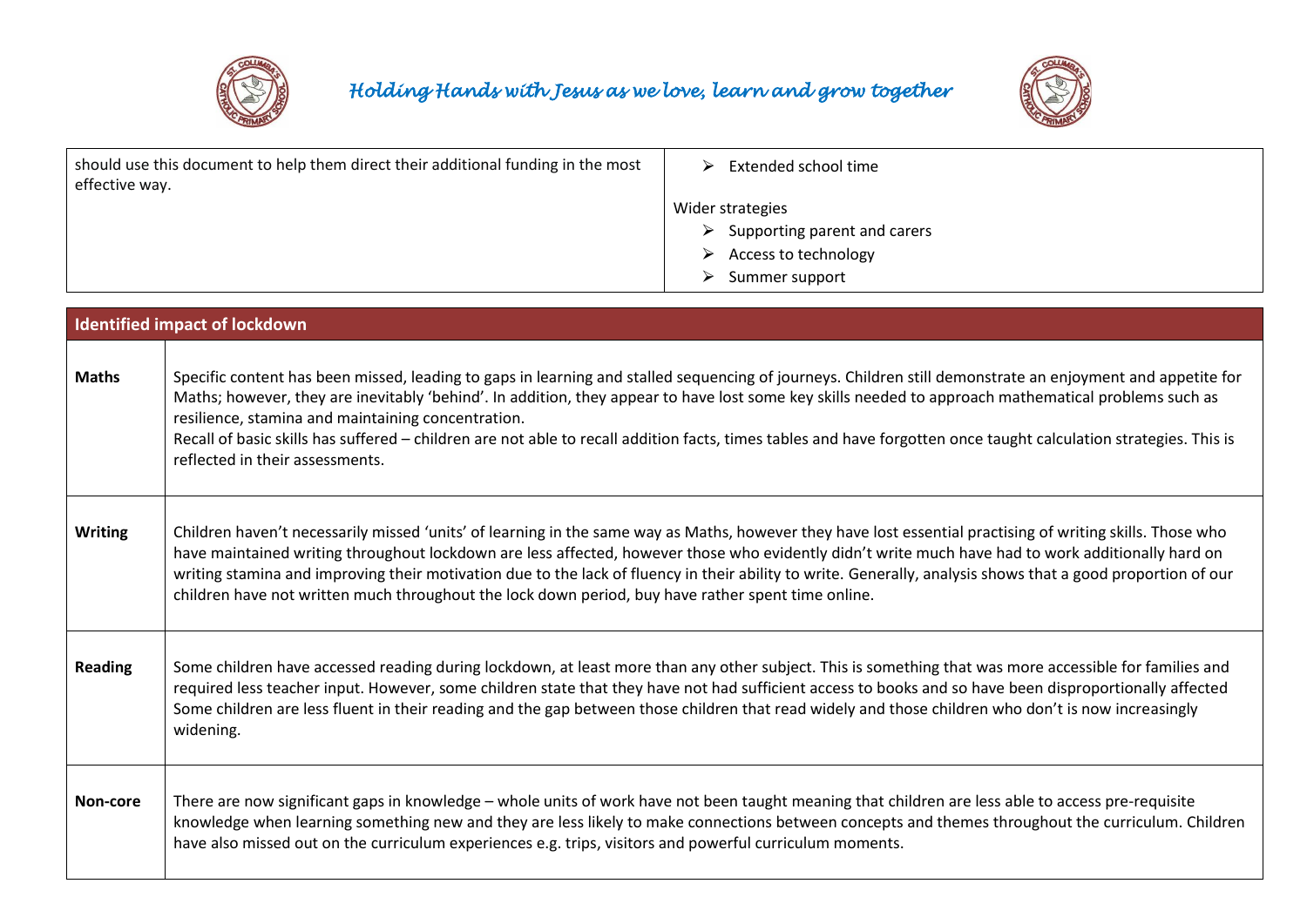| should use this document to help them direct their additional funding in the most effective way. | ➢ Extended school time<br><br>Wider strategies<br>➢ Supporting parent and carers<br>➢ Access to technology<br>➢ Summer support |
|---|---|

| **Identified impact of lockdown** | |
|---|---|
| **Maths** | Specific content has been missed, leading to gaps in learning and stalled sequencing of journeys. Children still demonstrate an enjoyment and appetite for Maths; however, they are inevitably 'behind'. In addition, they appear to have lost some key skills needed to approach mathematical problems such as resilience, stamina and maintaining concentration.<br>Recall of basic skills has suffered – children are not able to recall addition facts, times tables and have forgotten once taught calculation strategies. This is reflected in their assessments. |
| **Writing** | Children haven't necessarily missed 'units' of learning in the same way as Maths, however they have lost essential practising of writing skills. Those who have maintained writing throughout lockdown are less affected, however those who evidently didn't write much have had to work additionally hard on writing stamina and improving their motivation due to the lack of fluency in their ability to write. Generally, analysis shows that a good proportion of our children have not written much throughout the lock down period, buy have rather spent time online. |
| **Reading** | Some children have accessed reading during lockdown, at least more than any other subject. This is something that was more accessible for families and required less teacher input. However, some children state that they have not had sufficient access to books and so have been disproportionally affected Some children are less fluent in their reading and the gap between those children that read widely and those children who don't is now increasingly widening. |
| **Non-core** | There are now significant gaps in knowledge – whole units of work have not been taught meaning that children are less able to access pre-requisite knowledge when learning something new and they are less likely to make connections between concepts and themes throughout the curriculum. Children have also missed out on the curriculum experiences e.g. trips, visitors and powerful curriculum moments. |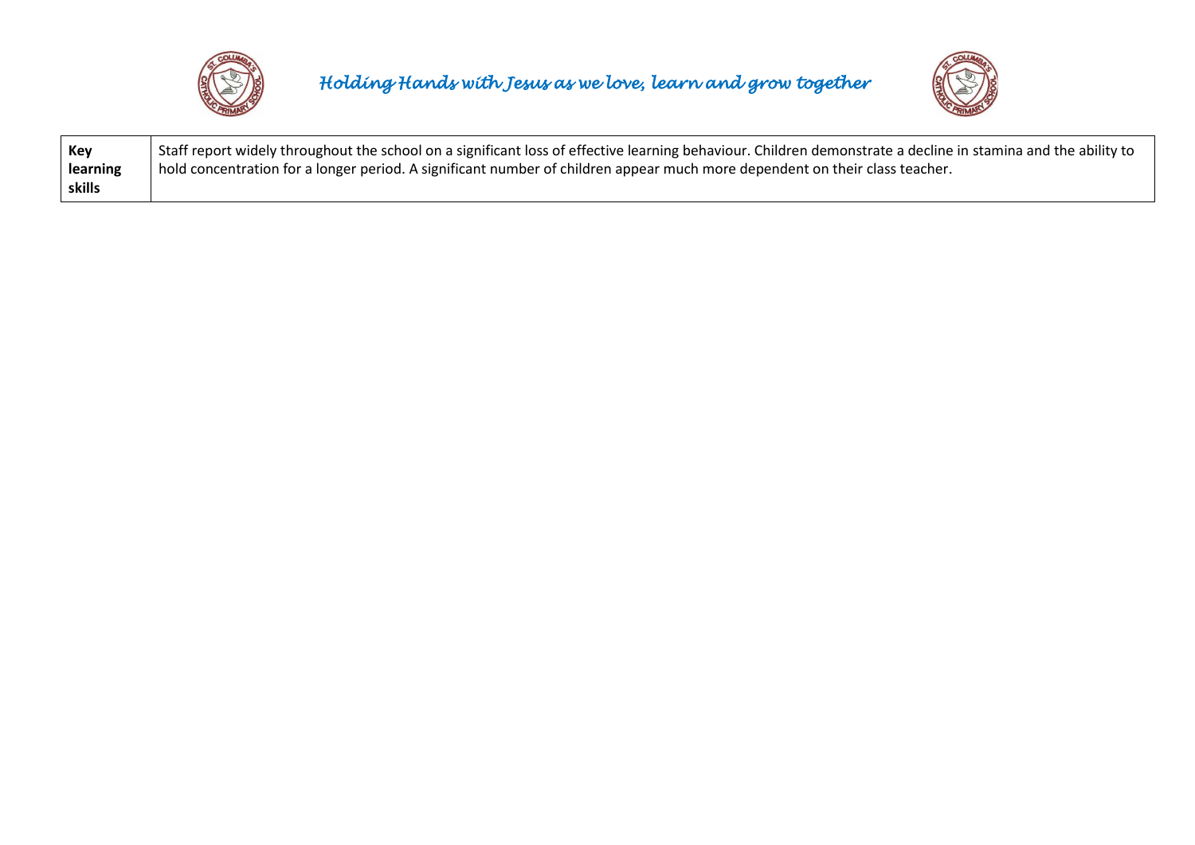| Key learning skills | Staff report widely throughout the school on a significant loss of effective learning behaviour. Children demonstrate a decline in stamina and the ability to hold concentration for a longer period. A significant number of children appear much more dependent on their class teacher. |
| --- | --- |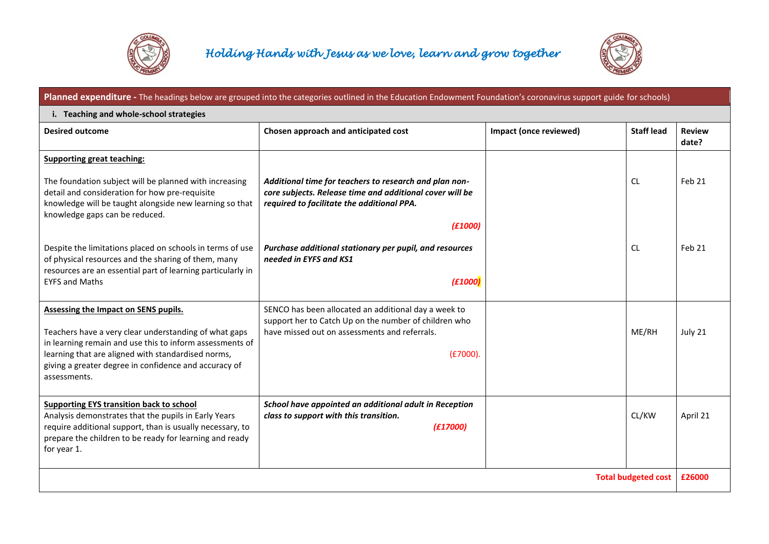*Holding Hands with Jesus as we love, learn and grow together*

| **Planned expenditure -** The headings below are grouped into the categories outlined in the Education Endowment Foundation's coronavirus support guide for schools) | | | | |
|---|---|---|---|---|
| **i. Teaching and whole-school strategies** | | | | |
| **Desired outcome** | **Chosen approach and anticipated cost** | **Impact (once reviewed)** | **Staff lead** | **Review date?** |
| **Supporting great teaching:**<br><br>The foundation subject will be planned with increasing detail and consideration for how pre-requisite knowledge will be taught alongside new learning so that knowledge gaps can be reduced. | ***Additional time for teachers to research and plan non-core subjects. Release time and additional cover will be required to facilitate the additional PPA.***<br><br>***(£1000)*** | | CL | Feb 21 |
| Despite the limitations placed on schools in terms of use of physical resources and the sharing of them, many resources are an essential part of learning particularly in EYFS and Maths | ***Purchase additional stationary per pupil, and resources needed in EYFS and KS1***<br><br>***(£1000)*** | | CL | Feb 21 |
| **Assessing the Impact on SENS pupils.**<br><br>Teachers have a very clear understanding of what gaps in learning remain and use this to inform assessments of learning that are aligned with standardised norms, giving a greater degree in confidence and accuracy of assessments. | SENCO has been allocated an additional day a week to support her to Catch Up on the number of children who have missed out on assessments and referrals.<br><br>(£7000). | | ME/RH | July 21 |
| **Supporting EYS transition back to school**<br>Analysis demonstrates that the pupils in Early Years require additional support, than is usually necessary, to prepare the children to be ready for learning and ready for year 1. | ***School have appointed an additional adult in Reception class to support with this transition.***<br>***(£17000)*** | | CL/KW | April 21 |
| | | | **Total budgeted cost** | **£26000** |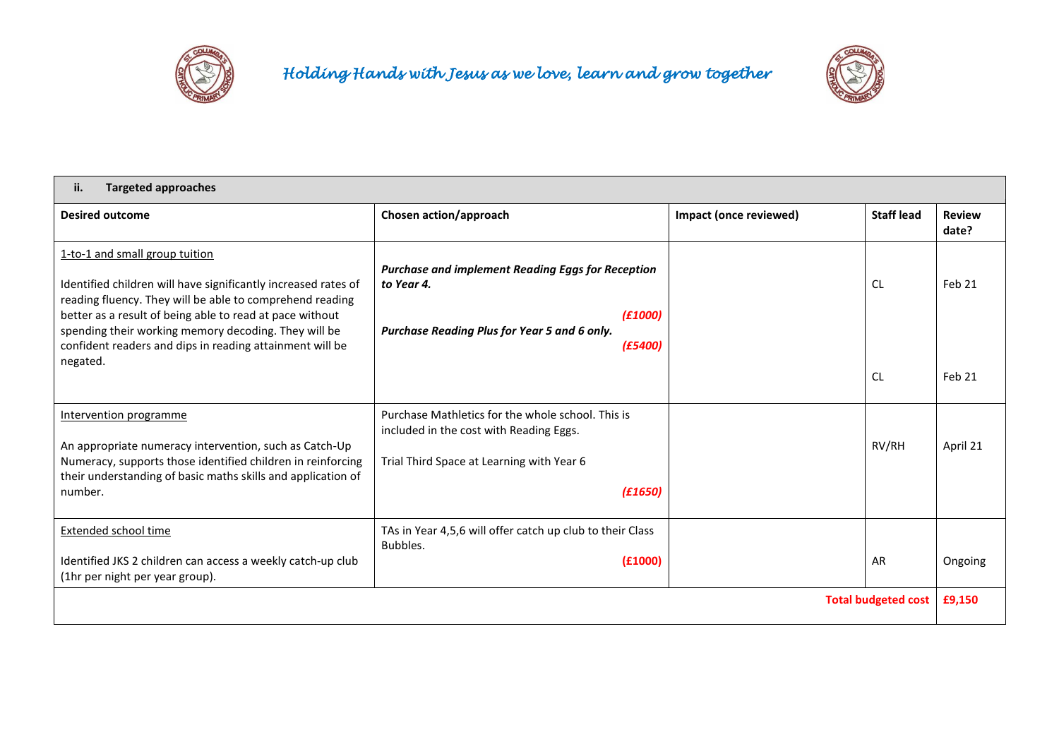| ii. **Targeted approaches** | | | | |
|---|---|---|---|---|
| **Desired outcome** | **Chosen action/approach** | **Impact (once reviewed)** | **Staff lead** | **Review date?** |
| 1-to-1 and small group tuition<br><br>Identified children will have significantly increased rates of reading fluency. They will be able to comprehend reading better as a result of being able to read at pace without spending their working memory decoding. They will be confident readers and dips in reading attainment will be negated. | ***Purchase and implement Reading Eggs for Reception to Year 4.*** ***(£1000)***<br><br>***Purchase Reading Plus for Year 5 and 6 only.*** ***(£5400)*** | | CL<br><br>CL | Feb 21<br><br>Feb 21 |
| Intervention programme<br><br>An appropriate numeracy intervention, such as Catch-Up Numeracy, supports those identified children in reinforcing their understanding of basic maths skills and application of number. | Purchase Mathletics for the whole school. This is included in the cost with Reading Eggs.<br><br>Trial Third Space at Learning with Year 6<br><br>***(£1650)*** | | RV/RH | April 21 |
| Extended school time<br><br>Identified JKS 2 children can access a weekly catch-up club (1hr per night per year group). | TAs in Year 4,5,6 will offer catch up club to their Class Bubbles.<br>**(£1000)** | | AR | Ongoing |
| | | | **Total budgeted cost** | **£9,150** |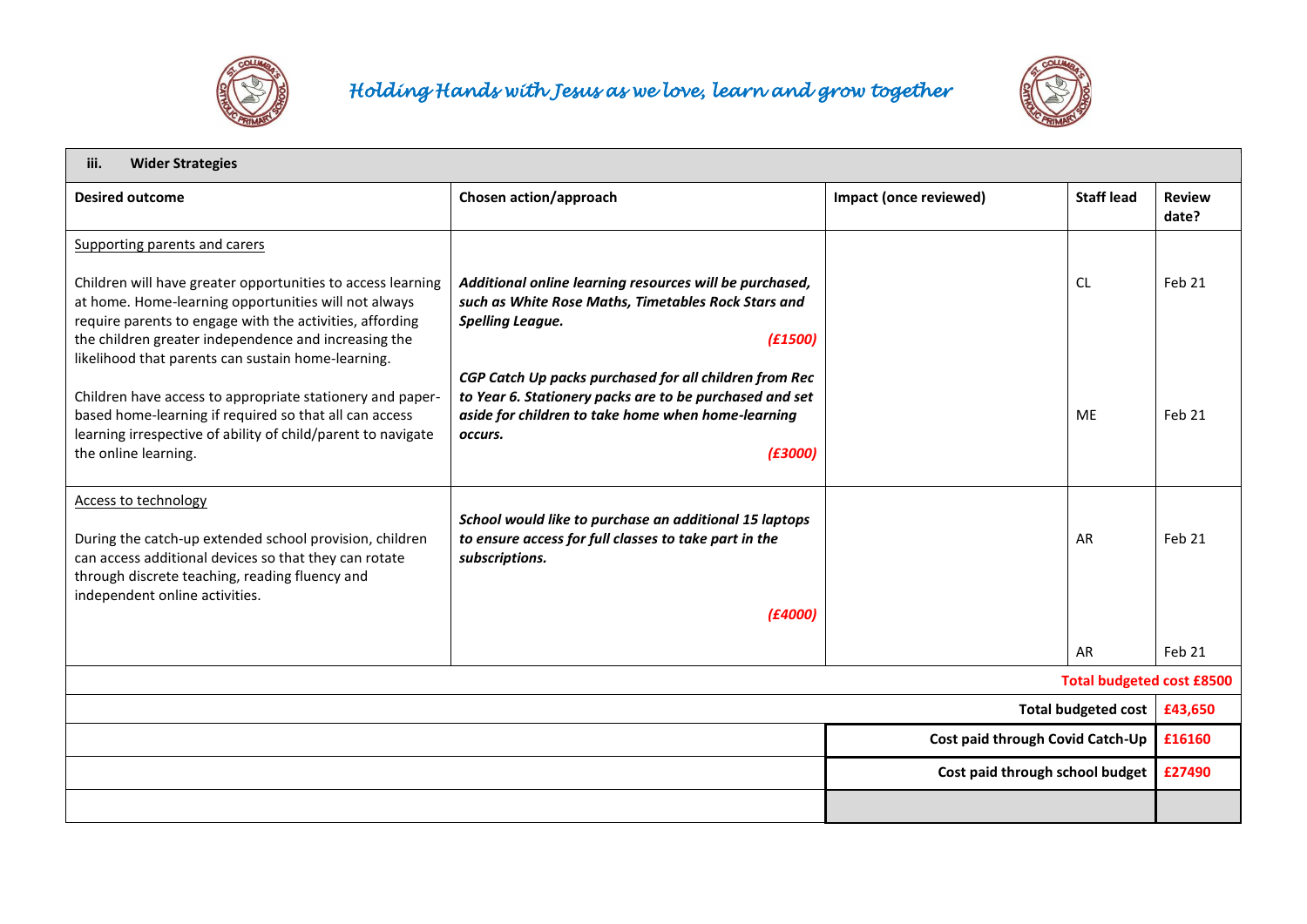*Holding Hands with Jesus as we love, learn and grow together*

| iii. Wider Strategies | | | | |
|---|---|---|---|---|
| **Desired outcome** | **Chosen action/approach** | **Impact (once reviewed)** | **Staff lead** | **Review date?** |
| Supporting parents and carers<br><br>Children will have greater opportunities to access learning at home. Home-learning opportunities will not always require parents to engage with the activities, affording the children greater independence and increasing the likelihood that parents can sustain home-learning. | ***Additional online learning resources will be purchased, such as White Rose Maths, Timetables Rock Stars and Spelling League.*** ***(£1500)*** | | CL | Feb 21 |
| Children have access to appropriate stationery and paper-based home-learning if required so that all can access learning irrespective of ability of child/parent to navigate the online learning. | ***CGP Catch Up packs purchased for all children from Rec to Year 6. Stationery packs are to be purchased and set aside for children to take home when home-learning occurs.*** ***(£3000)*** | | ME | Feb 21 |
| Access to technology<br><br>During the catch-up extended school provision, children can access additional devices so that they can rotate through discrete teaching, reading fluency and independent online activities. | ***School would like to purchase an additional 15 laptops to ensure access for full classes to take part in the subscriptions.*** ***(£4000)*** | | AR | Feb 21 |
| | | | AR | Feb 21 |
| | | | | **Total budgeted cost £8500** |
| | | | **Total budgeted cost** | **£43,650** |
| | | | **Cost paid through Covid Catch-Up** | **£16160** |
| | | | **Cost paid through school budget** | **£27490** |
| | | | | |